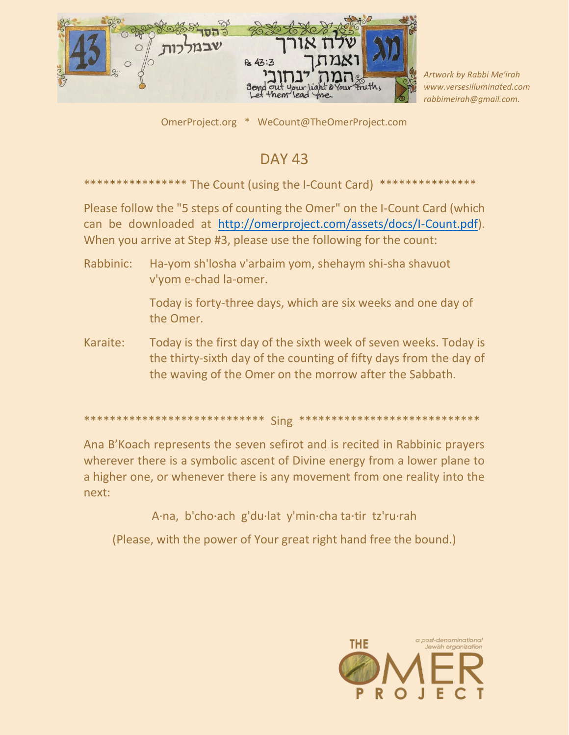Artwork by Rabbi Me'irah
www.versesilluminated.com
rabbimeirah@gmail.com.

OmerProject.org * WeCount@TheOmerProject.com

# DAY 43

**************** The Count (using the I-Count Card) ***************

Please follow the "5 steps of counting the Omer" on the I-Count Card (which can be downloaded at [http://omerproject.com/assets/docs/I-Count.pdf](http://omerproject.com/assets/docs/I-Count.pdf)). When you arrive at Step #3, please use the following for the count:

Rabbinic: Ha-yom sh'losha v'arbaim yom, shehaym shi-sha shavuot v'yom e-chad la-omer.

Today is forty-three days, which are six weeks and one day of the Omer.

Karaite: Today is the first day of the sixth week of seven weeks. Today is the thirty-sixth day of the counting of fifty days from the day of the waving of the Omer on the morrow after the Sabbath.

*************************** Sing ***************************

Ana B'Koach represents the seven sefirot and is recited in Rabbinic prayers wherever there is a symbolic ascent of Divine energy from a lower plane to a higher one, or whenever there is any movement from one reality into the next:

A·na, b'cho·ach g'du·lat y'min·cha ta·tir tz'ru·rah

(Please, with the power of Your great right hand free the bound.)

THE OMER PROJECT — a post-denominational Jewish organization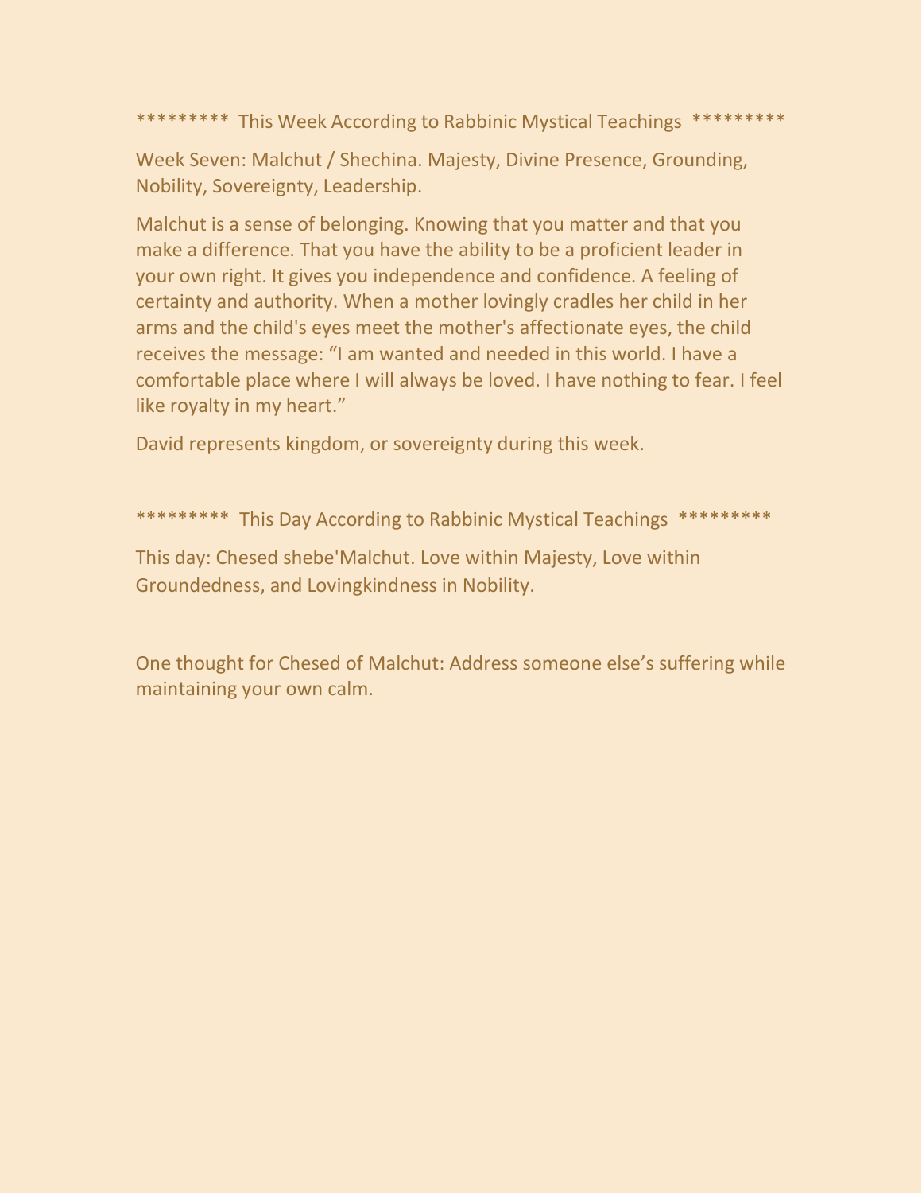********* This Week According to Rabbinic Mystical Teachings *********

Week Seven: Malchut / Shechina. Majesty, Divine Presence, Grounding, Nobility, Sovereignty, Leadership.

Malchut is a sense of belonging. Knowing that you matter and that you make a difference. That you have the ability to be a proficient leader in your own right. It gives you independence and confidence. A feeling of certainty and authority. When a mother lovingly cradles her child in her arms and the child's eyes meet the mother's affectionate eyes, the child receives the message: "I am wanted and needed in this world. I have a comfortable place where I will always be loved. I have nothing to fear. I feel like royalty in my heart."

David represents kingdom, or sovereignty during this week.

********* This Day According to Rabbinic Mystical Teachings *********

This day: Chesed shebe'Malchut. Love within Majesty, Love within Groundedness, and Lovingkindness in Nobility.

One thought for Chesed of Malchut: Address someone else's suffering while maintaining your own calm.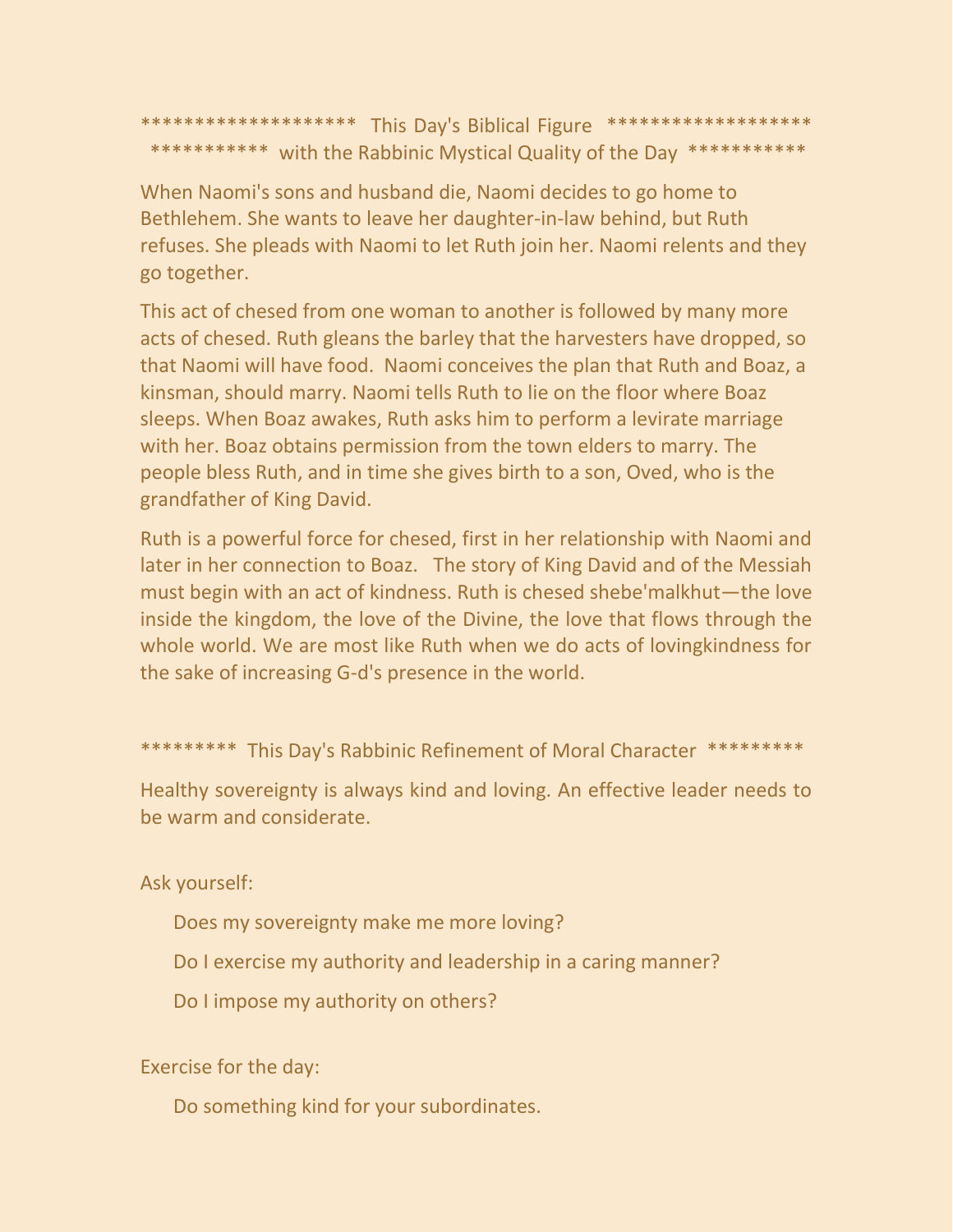******************** This Day's Biblical Figure *******************
*********** with the Rabbinic Mystical Quality of the Day ***********

When Naomi's sons and husband die, Naomi decides to go home to Bethlehem. She wants to leave her daughter-in-law behind, but Ruth refuses. She pleads with Naomi to let Ruth join her. Naomi relents and they go together.

This act of chesed from one woman to another is followed by many more acts of chesed. Ruth gleans the barley that the harvesters have dropped, so that Naomi will have food. Naomi conceives the plan that Ruth and Boaz, a kinsman, should marry. Naomi tells Ruth to lie on the floor where Boaz sleeps. When Boaz awakes, Ruth asks him to perform a levirate marriage with her. Boaz obtains permission from the town elders to marry. The people bless Ruth, and in time she gives birth to a son, Oved, who is the grandfather of King David.

Ruth is a powerful force for chesed, first in her relationship with Naomi and later in her connection to Boaz. The story of King David and of the Messiah must begin with an act of kindness. Ruth is chesed shebe'malkhut—the love inside the kingdom, the love of the Divine, the love that flows through the whole world. We are most like Ruth when we do acts of lovingkindness for the sake of increasing G-d's presence in the world.

********* This Day's Rabbinic Refinement of Moral Character *********

Healthy sovereignty is always kind and loving. An effective leader needs to be warm and considerate.

Ask yourself:

Does my sovereignty make me more loving?

Do I exercise my authority and leadership in a caring manner?

Do I impose my authority on others?

Exercise for the day:

Do something kind for your subordinates.